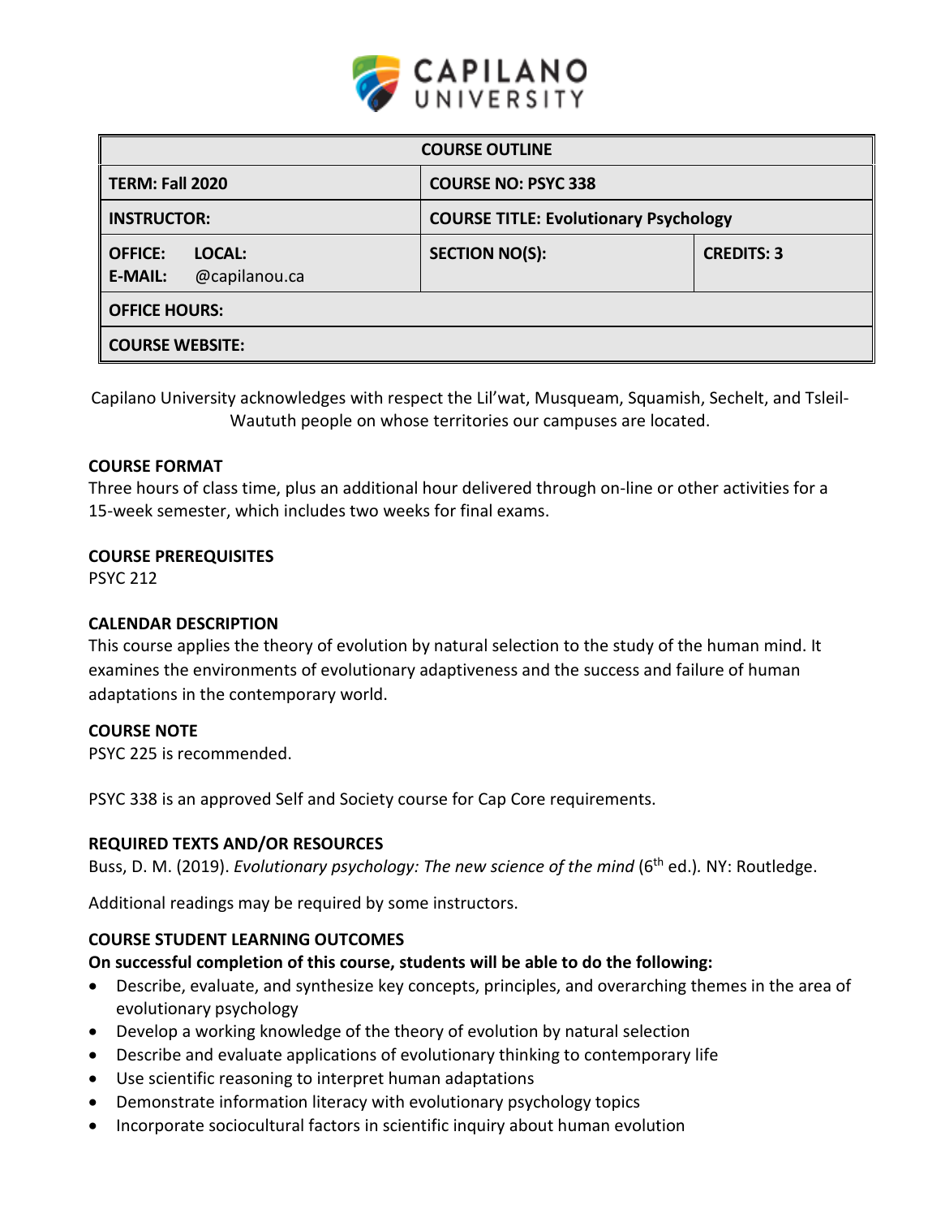| COURSE OUTLINE | | |
|---|---|---|
| **TERM: Fall 2020** | **COURSE NO: PSYC 338** | |
| **INSTRUCTOR:** | **COURSE TITLE: Evolutionary Psychology** | |
| **OFFICE: LOCAL:**<br>**E-MAIL:** @capilanou.ca | **SECTION NO(S):** | **CREDITS: 3** |
| **OFFICE HOURS:** | | |
| **COURSE WEBSITE:** | | |

Capilano University acknowledges with respect the Lil'wat, Musqueam, Squamish, Sechelt, and Tsleil-Waututh people on whose territories our campuses are located.

### COURSE FORMAT

Three hours of class time, plus an additional hour delivered through on-line or other activities for a 15-week semester, which includes two weeks for final exams.

### COURSE PREREQUISITES

PSYC 212

### CALENDAR DESCRIPTION

This course applies the theory of evolution by natural selection to the study of the human mind. It examines the environments of evolutionary adaptiveness and the success and failure of human adaptations in the contemporary world.

### COURSE NOTE

PSYC 225 is recommended.

PSYC 338 is an approved Self and Society course for Cap Core requirements.

### REQUIRED TEXTS AND/OR RESOURCES

Buss, D. M. (2019). *Evolutionary psychology: The new science of the mind* (6th ed.). NY: Routledge.

Additional readings may be required by some instructors.

### COURSE STUDENT LEARNING OUTCOMES

**On successful completion of this course, students will be able to do the following:**

- Describe, evaluate, and synthesize key concepts, principles, and overarching themes in the area of evolutionary psychology
- Develop a working knowledge of the theory of evolution by natural selection
- Describe and evaluate applications of evolutionary thinking to contemporary life
- Use scientific reasoning to interpret human adaptations
- Demonstrate information literacy with evolutionary psychology topics
- Incorporate sociocultural factors in scientific inquiry about human evolution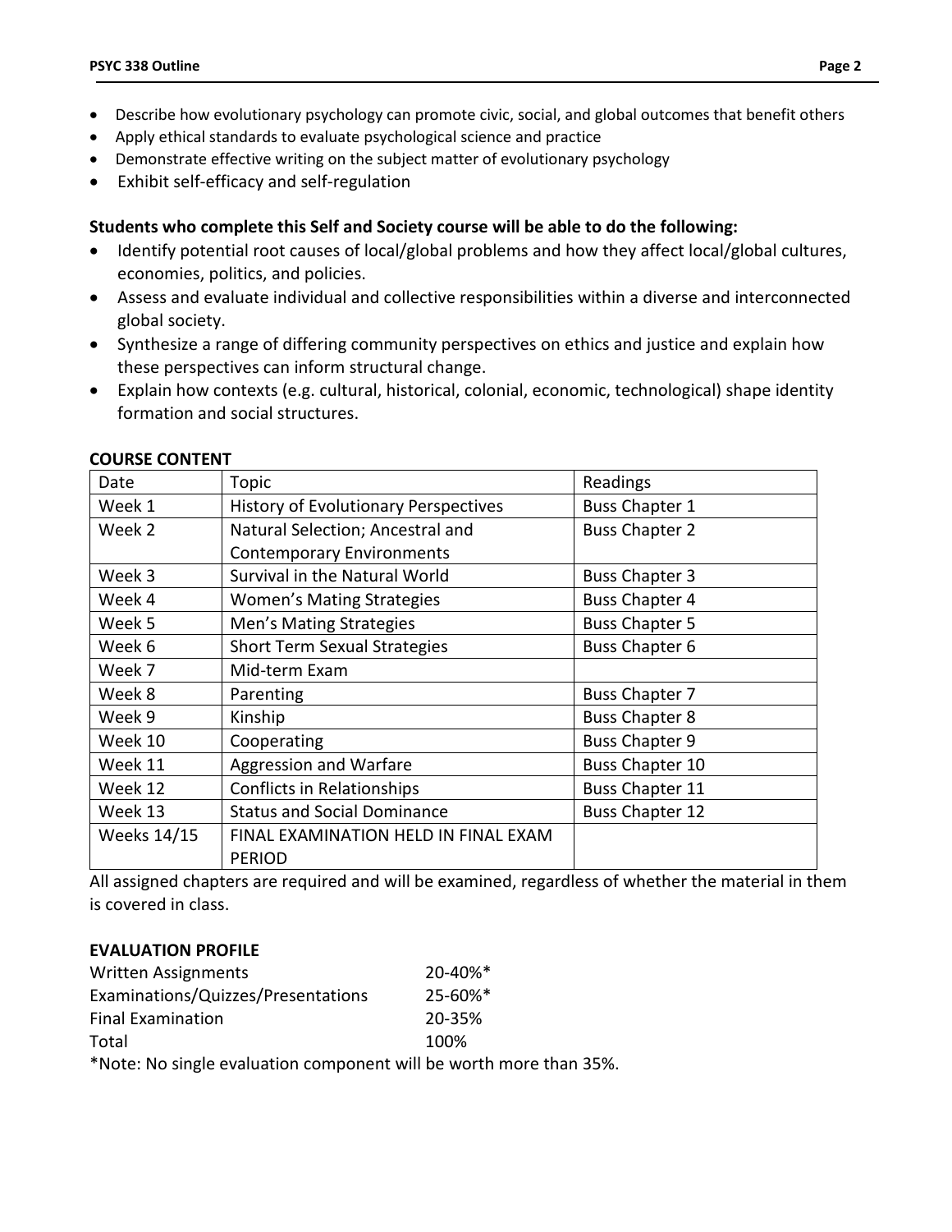- Describe how evolutionary psychology can promote civic, social, and global outcomes that benefit others
- Apply ethical standards to evaluate psychological science and practice
- Demonstrate effective writing on the subject matter of evolutionary psychology
- Exhibit self-efficacy and self-regulation

**Students who complete this Self and Society course will be able to do the following:**

- Identify potential root causes of local/global problems and how they affect local/global cultures, economies, politics, and policies.
- Assess and evaluate individual and collective responsibilities within a diverse and interconnected global society.
- Synthesize a range of differing community perspectives on ethics and justice and explain how these perspectives can inform structural change.
- Explain how contexts (e.g. cultural, historical, colonial, economic, technological) shape identity formation and social structures.

**COURSE CONTENT**

| Date | Topic | Readings |
|---|---|---|
| Week 1 | History of Evolutionary Perspectives | Buss Chapter 1 |
| Week 2 | Natural Selection; Ancestral and Contemporary Environments | Buss Chapter 2 |
| Week 3 | Survival in the Natural World | Buss Chapter 3 |
| Week 4 | Women's Mating Strategies | Buss Chapter 4 |
| Week 5 | Men's Mating Strategies | Buss Chapter 5 |
| Week 6 | Short Term Sexual Strategies | Buss Chapter 6 |
| Week 7 | Mid-term Exam | |
| Week 8 | Parenting | Buss Chapter 7 |
| Week 9 | Kinship | Buss Chapter 8 |
| Week 10 | Cooperating | Buss Chapter 9 |
| Week 11 | Aggression and Warfare | Buss Chapter 10 |
| Week 12 | Conflicts in Relationships | Buss Chapter 11 |
| Week 13 | Status and Social Dominance | Buss Chapter 12 |
| Weeks 14/15 | FINAL EXAMINATION HELD IN FINAL EXAM PERIOD | |

All assigned chapters are required and will be examined, regardless of whether the material in them is covered in class.

**EVALUATION PROFILE**

| | |
|---|---|
| Written Assignments | 20-40%* |
| Examinations/Quizzes/Presentations | 25-60%* |
| Final Examination | 20-35% |
| Total | 100% |

*Note: No single evaluation component will be worth more than 35%.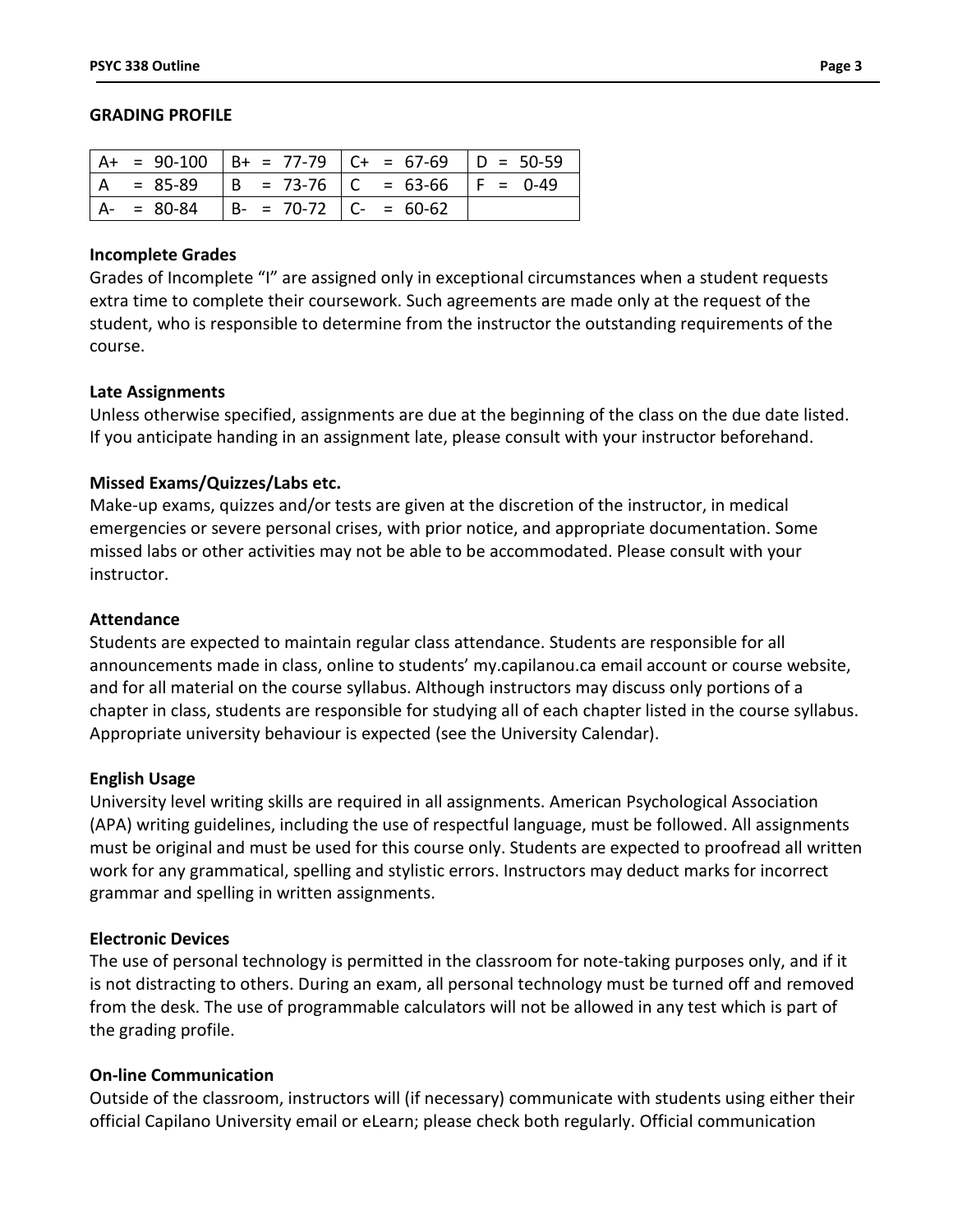## GRADING PROFILE

| A+ = 90-100 | B+ = 77-79 | C+ = 67-69 | D = 50-59 |
|---|---|---|---|
| A = 85-89 | B = 73-76 | C = 63-66 | F = 0-49 |
| A- = 80-84 | B- = 70-72 | C- = 60-62 | |

### Incomplete Grades

Grades of Incomplete "I" are assigned only in exceptional circumstances when a student requests extra time to complete their coursework. Such agreements are made only at the request of the student, who is responsible to determine from the instructor the outstanding requirements of the course.

### Late Assignments

Unless otherwise specified, assignments are due at the beginning of the class on the due date listed. If you anticipate handing in an assignment late, please consult with your instructor beforehand.

### Missed Exams/Quizzes/Labs etc.

Make-up exams, quizzes and/or tests are given at the discretion of the instructor, in medical emergencies or severe personal crises, with prior notice, and appropriate documentation. Some missed labs or other activities may not be able to be accommodated. Please consult with your instructor.

### Attendance

Students are expected to maintain regular class attendance. Students are responsible for all announcements made in class, online to students' my.capilanou.ca email account or course website, and for all material on the course syllabus. Although instructors may discuss only portions of a chapter in class, students are responsible for studying all of each chapter listed in the course syllabus. Appropriate university behaviour is expected (see the University Calendar).

### English Usage

University level writing skills are required in all assignments. American Psychological Association (APA) writing guidelines, including the use of respectful language, must be followed. All assignments must be original and must be used for this course only. Students are expected to proofread all written work for any grammatical, spelling and stylistic errors. Instructors may deduct marks for incorrect grammar and spelling in written assignments.

### Electronic Devices

The use of personal technology is permitted in the classroom for note-taking purposes only, and if it is not distracting to others. During an exam, all personal technology must be turned off and removed from the desk. The use of programmable calculators will not be allowed in any test which is part of the grading profile.

### On-line Communication

Outside of the classroom, instructors will (if necessary) communicate with students using either their official Capilano University email or eLearn; please check both regularly. Official communication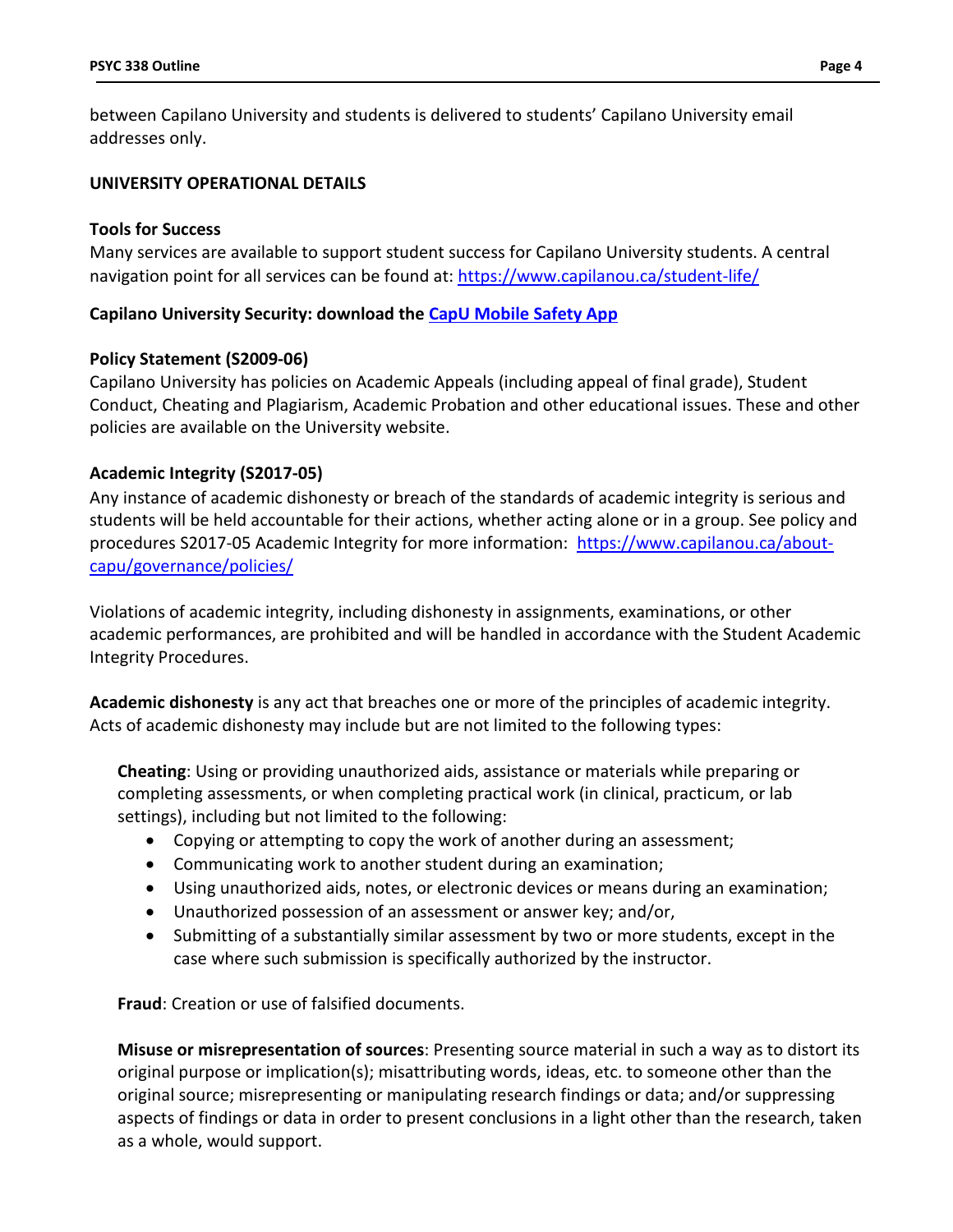between Capilano University and students is delivered to students' Capilano University email addresses only.

## UNIVERSITY OPERATIONAL DETAILS

### Tools for Success

Many services are available to support student success for Capilano University students. A central navigation point for all services can be found at: https://www.capilanou.ca/student-life/

**Capilano University Security: download the CapU Mobile Safety App**

### Policy Statement (S2009-06)

Capilano University has policies on Academic Appeals (including appeal of final grade), Student Conduct, Cheating and Plagiarism, Academic Probation and other educational issues. These and other policies are available on the University website.

### Academic Integrity (S2017-05)

Any instance of academic dishonesty or breach of the standards of academic integrity is serious and students will be held accountable for their actions, whether acting alone or in a group. See policy and procedures S2017-05 Academic Integrity for more information: https://www.capilanou.ca/about-capu/governance/policies/

Violations of academic integrity, including dishonesty in assignments, examinations, or other academic performances, are prohibited and will be handled in accordance with the Student Academic Integrity Procedures.

**Academic dishonesty** is any act that breaches one or more of the principles of academic integrity. Acts of academic dishonesty may include but are not limited to the following types:

**Cheating**: Using or providing unauthorized aids, assistance or materials while preparing or completing assessments, or when completing practical work (in clinical, practicum, or lab settings), including but not limited to the following:

- Copying or attempting to copy the work of another during an assessment;
- Communicating work to another student during an examination;
- Using unauthorized aids, notes, or electronic devices or means during an examination;
- Unauthorized possession of an assessment or answer key; and/or,
- Submitting of a substantially similar assessment by two or more students, except in the case where such submission is specifically authorized by the instructor.

**Fraud**: Creation or use of falsified documents.

**Misuse or misrepresentation of sources**: Presenting source material in such a way as to distort its original purpose or implication(s); misattributing words, ideas, etc. to someone other than the original source; misrepresenting or manipulating research findings or data; and/or suppressing aspects of findings or data in order to present conclusions in a light other than the research, taken as a whole, would support.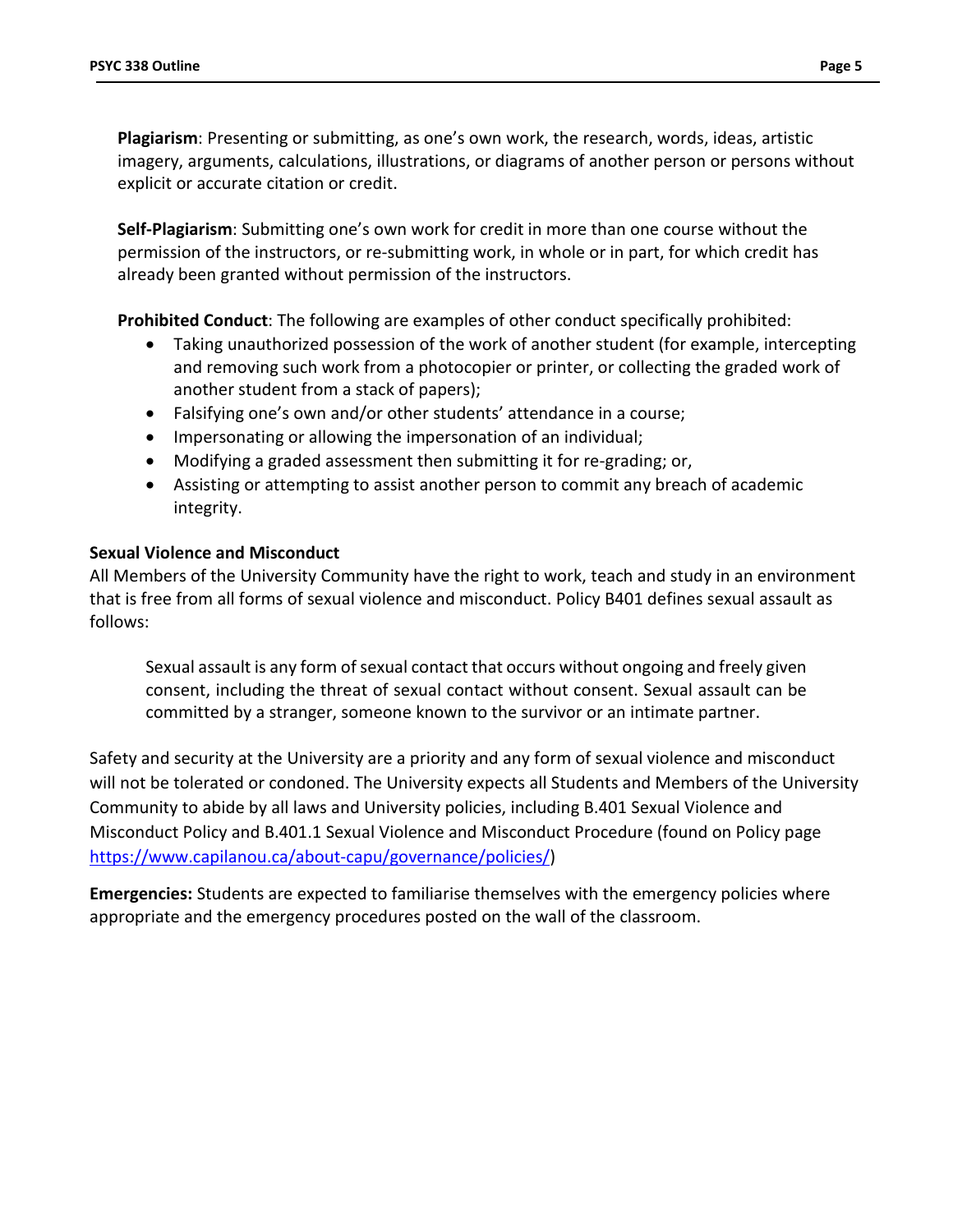**Plagiarism**: Presenting or submitting, as one's own work, the research, words, ideas, artistic imagery, arguments, calculations, illustrations, or diagrams of another person or persons without explicit or accurate citation or credit.

**Self-Plagiarism**: Submitting one's own work for credit in more than one course without the permission of the instructors, or re-submitting work, in whole or in part, for which credit has already been granted without permission of the instructors.

**Prohibited Conduct**: The following are examples of other conduct specifically prohibited:

- Taking unauthorized possession of the work of another student (for example, intercepting and removing such work from a photocopier or printer, or collecting the graded work of another student from a stack of papers);
- Falsifying one's own and/or other students' attendance in a course;
- Impersonating or allowing the impersonation of an individual;
- Modifying a graded assessment then submitting it for re-grading; or,
- Assisting or attempting to assist another person to commit any breach of academic integrity.

**Sexual Violence and Misconduct**

All Members of the University Community have the right to work, teach and study in an environment that is free from all forms of sexual violence and misconduct. Policy B401 defines sexual assault as follows:

> Sexual assault is any form of sexual contact that occurs without ongoing and freely given consent, including the threat of sexual contact without consent. Sexual assault can be committed by a stranger, someone known to the survivor or an intimate partner.

Safety and security at the University are a priority and any form of sexual violence and misconduct will not be tolerated or condoned. The University expects all Students and Members of the University Community to abide by all laws and University policies, including B.401 Sexual Violence and Misconduct Policy and B.401.1 Sexual Violence and Misconduct Procedure (found on Policy page https://www.capilanou.ca/about-capu/governance/policies/)

**Emergencies:** Students are expected to familiarise themselves with the emergency policies where appropriate and the emergency procedures posted on the wall of the classroom.